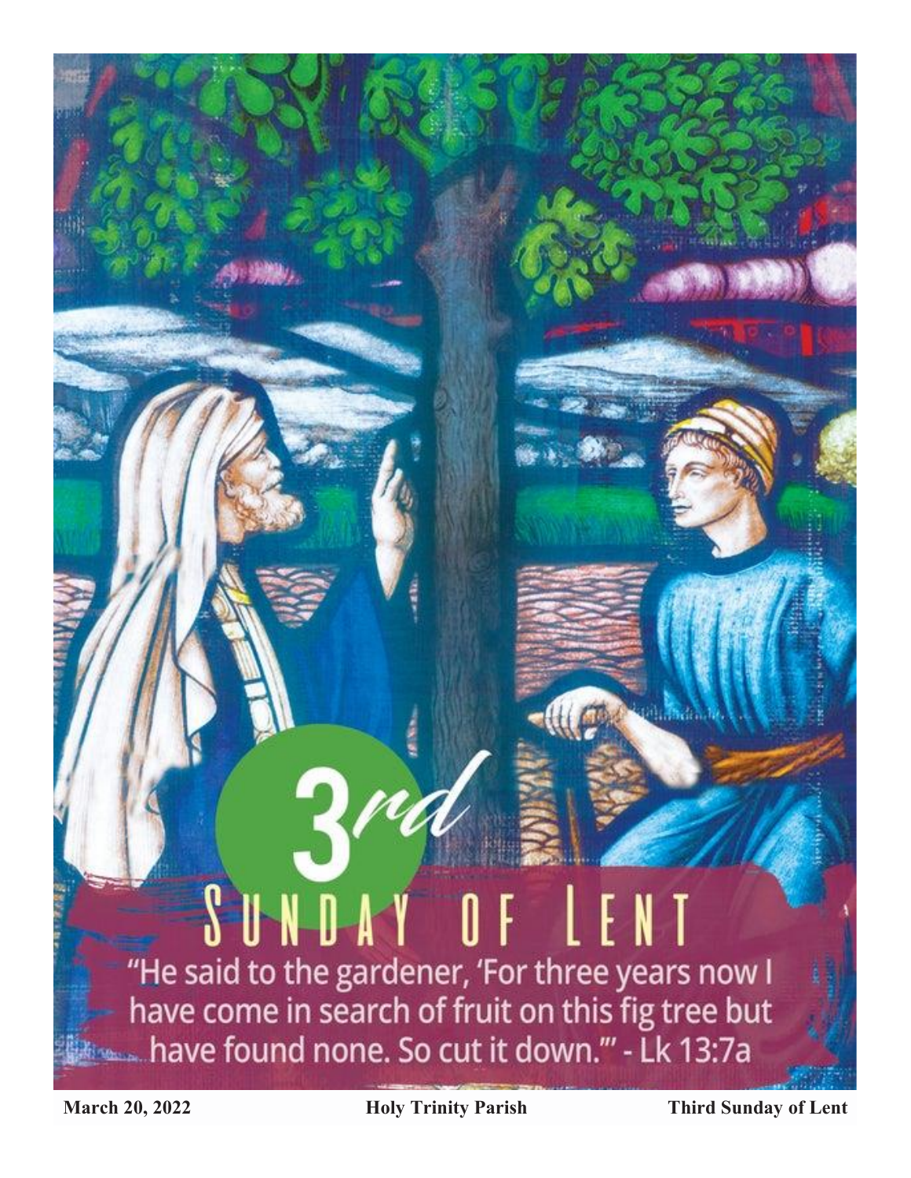# 3rd Sunday of Lent

"He said to the gardener, 'For three years now I have come in search of fruit on this fig tree but have found none. So cut it down.'" - Lk 13:7a

**March 20, 2022** **Holy Trinity Parish** **Third Sunday of Lent**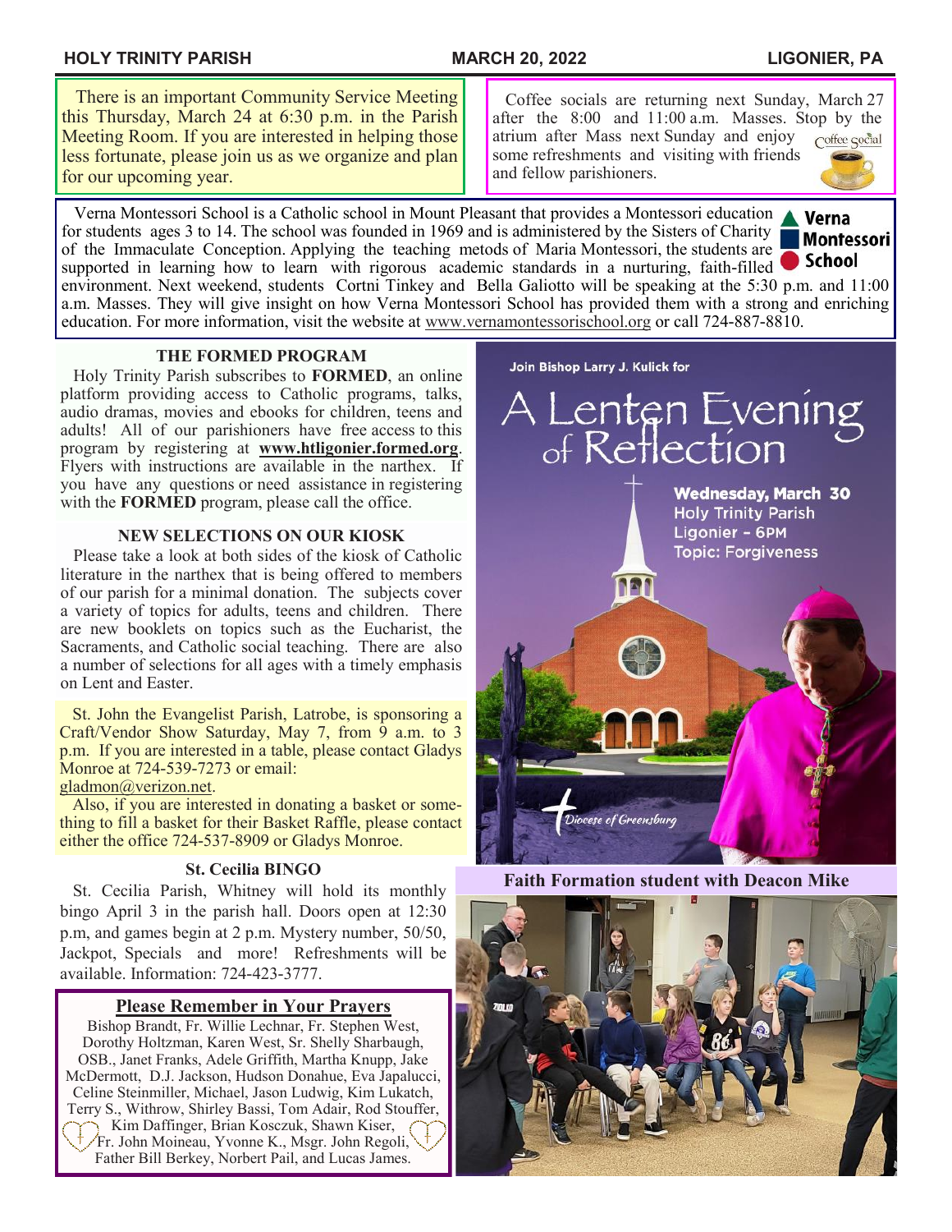There is an important Community Service Meeting this Thursday, March 24 at 6:30 p.m. in the Parish Meeting Room. If you are interested in helping those less fortunate, please join us as we organize and plan for our upcoming year.

Coffee socials are returning next Sunday, March 27 after the 8:00 and 11:00 a.m. Masses. Stop by the atrium after Mass next Sunday and enjoy some refreshments and visiting with friends and fellow parishioners.

Verna Montessori School is a Catholic school in Mount Pleasant that provides a Montessori education for students ages 3 to 14. The school was founded in 1969 and is administered by the Sisters of Charity of the Immaculate Conception. Applying the teaching metods of Maria Montessori, the students are supported in learning how to learn with rigorous academic standards in a nurturing, faith-filled environment. Next weekend, students Cortni Tinkey and Bella Galiotto will be speaking at the 5:30 p.m. and 11:00 a.m. Masses. They will give insight on how Verna Montessori School has provided them with a strong and enriching education. For more information, visit the website at www.vernamontessorischool.org or call 724-887-8810.

### THE FORMED PROGRAM

Holy Trinity Parish subscribes to **FORMED**, an online platform providing access to Catholic programs, talks, audio dramas, movies and ebooks for children, teens and adults! All of our parishioners have free access to this program by registering at **www.htligonier.formed.org**. Flyers with instructions are available in the narthex. If you have any questions or need assistance in registering with the **FORMED** program, please call the office.

### NEW SELECTIONS ON OUR KIOSK

Please take a look at both sides of the kiosk of Catholic literature in the narthex that is being offered to members of our parish for a minimal donation. The subjects cover a variety of topics for adults, teens and children. There are new booklets on topics such as the Eucharist, the Sacraments, and Catholic social teaching. There are also a number of selections for all ages with a timely emphasis on Lent and Easter.

St. John the Evangelist Parish, Latrobe, is sponsoring a Craft/Vendor Show Saturday, May 7, from 9 a.m. to 3 p.m. If you are interested in a table, please contact Gladys Monroe at 724-539-7273 or email: gladmon@verizon.net.

Also, if you are interested in donating a basket or something to fill a basket for their Basket Raffle, please contact either the office 724-537-8909 or Gladys Monroe.

### St. Cecilia BINGO

St. Cecilia Parish, Whitney will hold its monthly bingo April 3 in the parish hall. Doors open at 12:30 p.m, and games begin at 2 p.m. Mystery number, 50/50, Jackpot, Specials and more! Refreshments will be available. Information: 724-423-3777.

### Please Remember in Your Prayers

Bishop Brandt, Fr. Willie Lechnar, Fr. Stephen West, Dorothy Holtzman, Karen West, Sr. Shelly Sharbaugh, OSB., Janet Franks, Adele Griffith, Martha Knupp, Jake McDermott, D.J. Jackson, Hudson Donahue, Eva Japalucci, Celine Steinmiller, Michael, Jason Ludwig, Kim Lukatch, Terry S., Withrow, Shirley Bassi, Tom Adair, Rod Stouffer, Kim Daffinger, Brian Kosczuk, Shawn Kiser, Fr. John Moineau, Yvonne K., Msgr. John Regoli, Father Bill Berkey, Norbert Pail, and Lucas James.

Join Bishop Larry J. Kulick for

## A Lenten Evening of Reflection

**Wednesday, March 30**
**Holy Trinity Parish**
**Ligonier - 6PM**
**Topic: Forgiveness**

Diocese of Greensburg

**Faith Formation student with Deacon Mike**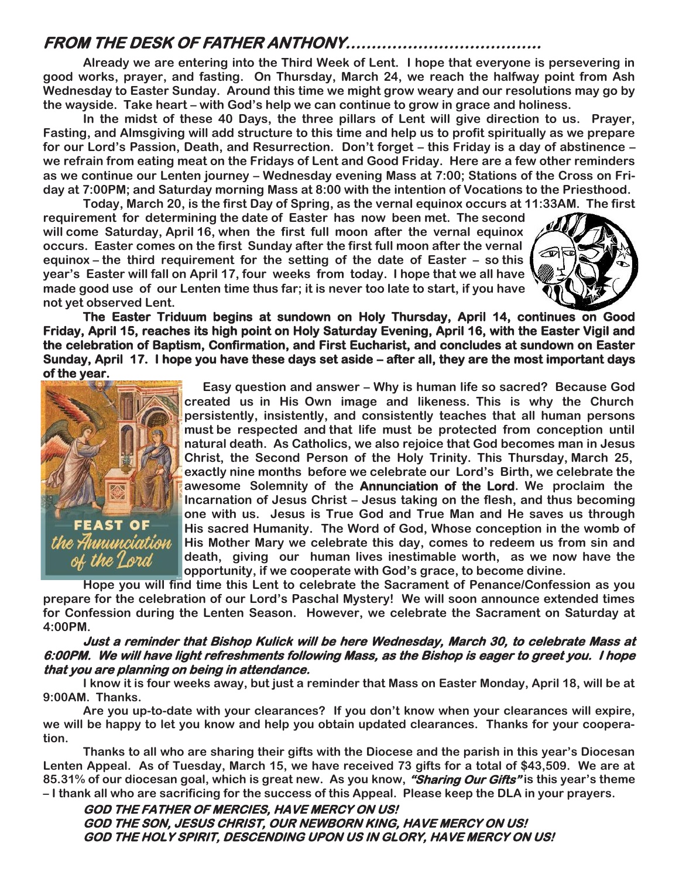## *FROM THE DESK OF FATHER ANTHONY……………………………….*

**Already we are entering into the Third Week of Lent. I hope that everyone is persevering in good works, prayer, and fasting. On Thursday, March 24, we reach the halfway point from Ash Wednesday to Easter Sunday. Around this time we might grow weary and our resolutions may go by the wayside. Take heart – with God's help we can continue to grow in grace and holiness.**

**In the midst of these 40 Days, the three pillars of Lent will give direction to us. Prayer, Fasting, and Almsgiving will add structure to this time and help us to profit spiritually as we prepare for our Lord's Passion, Death, and Resurrection. Don't forget – this Friday is a day of abstinence – we refrain from eating meat on the Fridays of Lent and Good Friday. Here are a few other reminders as we continue our Lenten journey – Wednesday evening Mass at 7:00; Stations of the Cross on Friday at 7:00PM; and Saturday morning Mass at 8:00 with the intention of Vocations to the Priesthood.**

**Today, March 20, is the first Day of Spring, as the vernal equinox occurs at 11:33AM. The first requirement for determining the date of Easter has now been met. The second will come Saturday, April 16, when the first full moon after the vernal equinox occurs. Easter comes on the first Sunday after the first full moon after the vernal equinox – the third requirement for the setting of the date of Easter – so this year's Easter will fall on April 17, four weeks from today. I hope that we all have made good use of our Lenten time thus far; it is never too late to start, if you have not yet observed Lent.**

**The Easter Triduum begins at sundown on Holy Thursday, April 14, continues on Good Friday, April 15, reaches its high point on Holy Saturday Evening, April 16, with the Easter Vigil and the celebration of Baptism, Confirmation, and First Eucharist, and concludes at sundown on Easter Sunday, April 17. I hope you have these days set aside – after all, they are the most important days of the year.**

FEAST OF *the Annunciation of the Lord*

**Easy question and answer – Why is human life so sacred? Because God created us in His Own image and likeness. This is why the Church persistently, insistently, and consistently teaches that all human persons must be respected and that life must be protected from conception until natural death. As Catholics, we also rejoice that God becomes man in Jesus Christ, the Second Person of the Holy Trinity. This Thursday, March 25, exactly nine months before we celebrate our Lord's Birth, we celebrate the awesome Solemnity of the Annunciation of the Lord. We proclaim the Incarnation of Jesus Christ – Jesus taking on the flesh, and thus becoming one with us. Jesus is True God and True Man and He saves us through His sacred Humanity. The Word of God, Whose conception in the womb of His Mother Mary we celebrate this day, comes to redeem us from sin and death, giving our human lives inestimable worth, as we now have the opportunity, if we cooperate with God's grace, to become divine.**

**Hope you will find time this Lent to celebrate the Sacrament of Penance/Confession as you prepare for the celebration of our Lord's Paschal Mystery! We will soon announce extended times for Confession during the Lenten Season. However, we celebrate the Sacrament on Saturday at 4:00PM.**

***Just a reminder that Bishop Kulick will be here Wednesday, March 30, to celebrate Mass at 6:00PM. We will have light refreshments following Mass, as the Bishop is eager to greet you. I hope that you are planning on being in attendance.***

**I know it is four weeks away, but just a reminder that Mass on Easter Monday, April 18, will be at 9:00AM. Thanks.**

**Are you up-to-date with your clearances? If you don't know when your clearances will expire, we will be happy to let you know and help you obtain updated clearances. Thanks for your cooperation.**

**Thanks to all who are sharing their gifts with the Diocese and the parish in this year's Diocesan Lenten Appeal. As of Tuesday, March 15, we have received 73 gifts for a total of $43,509. We are at 85.31% of our diocesan goal, which is great new. As you know, *"Sharing Our Gifts"* is this year's theme – I thank all who are sacrificing for the success of this Appeal. Please keep the DLA in your prayers.**

***GOD THE FATHER OF MERCIES, HAVE MERCY ON US!***
***GOD THE SON, JESUS CHRIST, OUR NEWBORN KING, HAVE MERCY ON US!***
***GOD THE HOLY SPIRIT, DESCENDING UPON US IN GLORY, HAVE MERCY ON US!***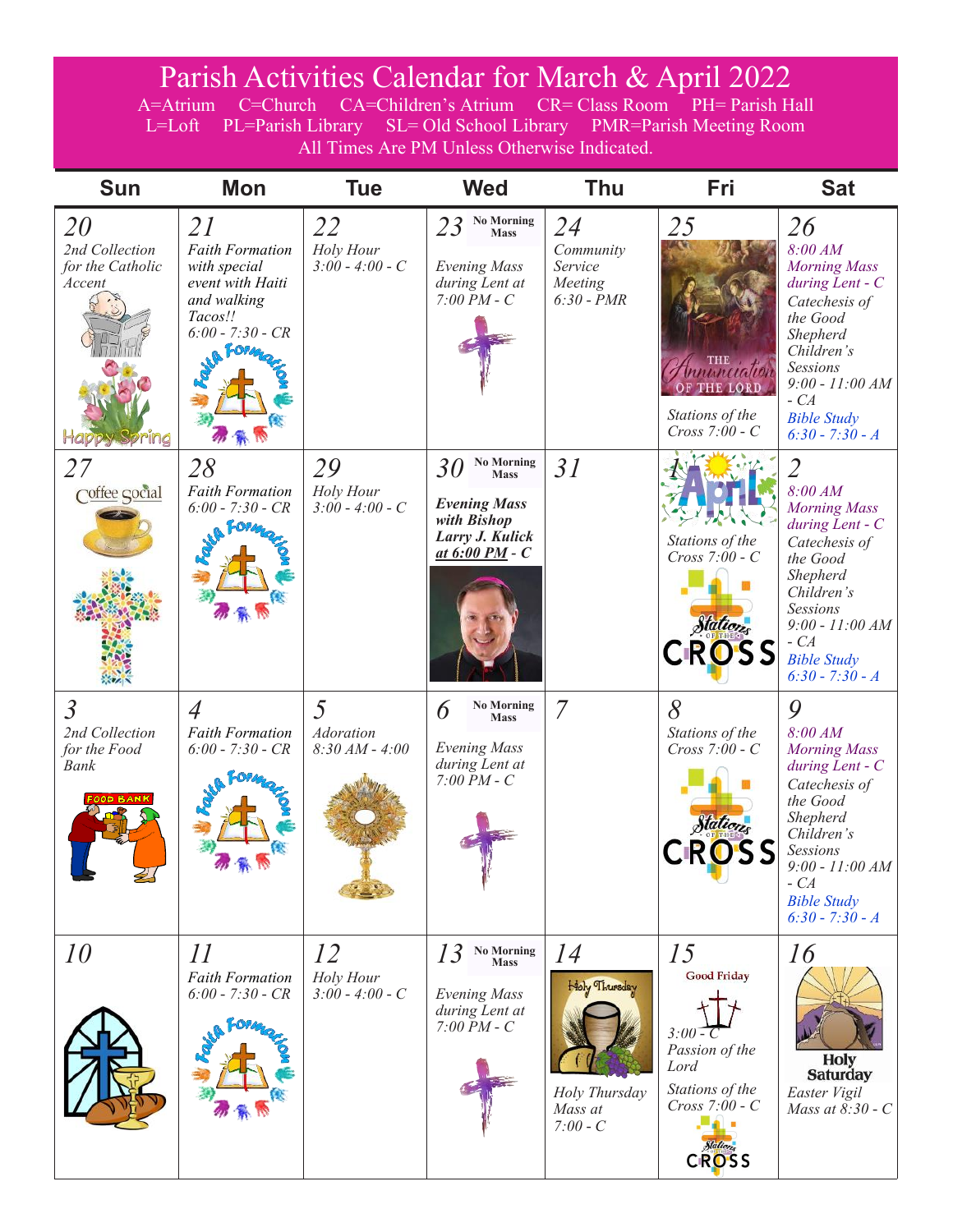# Parish Activities Calendar for March & April 2022

A=Atrium C=Church CA=Children's Atrium CR= Class Room PH= Parish Hall L=Loft PL=Parish Library SL= Old School Library PMR=Parish Meeting Room

All Times Are PM Unless Otherwise Indicated.

| Sun | Mon | Tue | Wed | Thu | Fri | Sat |
|---|---|---|---|---|---|---|
| *20* *2nd Collection for the Catholic Accent* Happy Spring | *21* *Faith Formation with special event with Haiti and walking Tacos!!* *6:00 - 7:30 - CR* | *22* *Holy Hour* *3:00 - 4:00 - C* | *23* **No Morning Mass** *Evening Mass during Lent at 7:00 PM - C* | *24* *Community Service Meeting* *6:30 - PMR* | *25* THE Annunciation OF THE LORD *Stations of the Cross 7:00 - C* | *26* *8:00 AM Morning Mass during Lent - C* *Catechesis of the Good Shepherd Children's Sessions 9:00 - 11:00 AM - CA* *Bible Study 6:30 - 7:30 - A* |
| *27* Coffee social | *28* *Faith Formation* *6:00 - 7:30 - CR* | *29* *Holy Hour* *3:00 - 4:00 - C* | *30* **No Morning Mass** ***Evening Mass with Bishop Larry J. Kulick at 6:00 PM - C*** | *31* | *1* April *Stations of the Cross 7:00 - C* | *2* *8:00 AM Morning Mass during Lent - C* *Catechesis of the Good Shepherd Children's Sessions 9:00 - 11:00 AM - CA* *Bible Study 6:30 - 7:30 - A* |
| *3* *2nd Collection for the Food Bank* FOOD BANK | *4* *Faith Formation* *6:00 - 7:30 - CR* | *5* *Adoration* *8:30 AM - 4:00* | *6* **No Morning Mass** *Evening Mass during Lent at 7:00 PM - C* | *7* | *8* *Stations of the Cross 7:00 - C* | *9* *8:00 AM Morning Mass during Lent - C* *Catechesis of the Good Shepherd Children's Sessions 9:00 - 11:00 AM - CA* *Bible Study 6:30 - 7:30 - A* |
| *10* | *11* *Faith Formation* *6:00 - 7:30 - CR* | *12* *Holy Hour* *3:00 - 4:00 - C* | *13* **No Morning Mass** *Evening Mass during Lent at 7:00 PM - C* | *14* Holy Thursday *Holy Thursday Mass at 7:00 - C* | *15* Good Friday *3:00 - C Passion of the Lord* *Stations of the Cross 7:00 - C* | *16* Holy Saturday *Easter Vigil Mass at 8:30 - C* |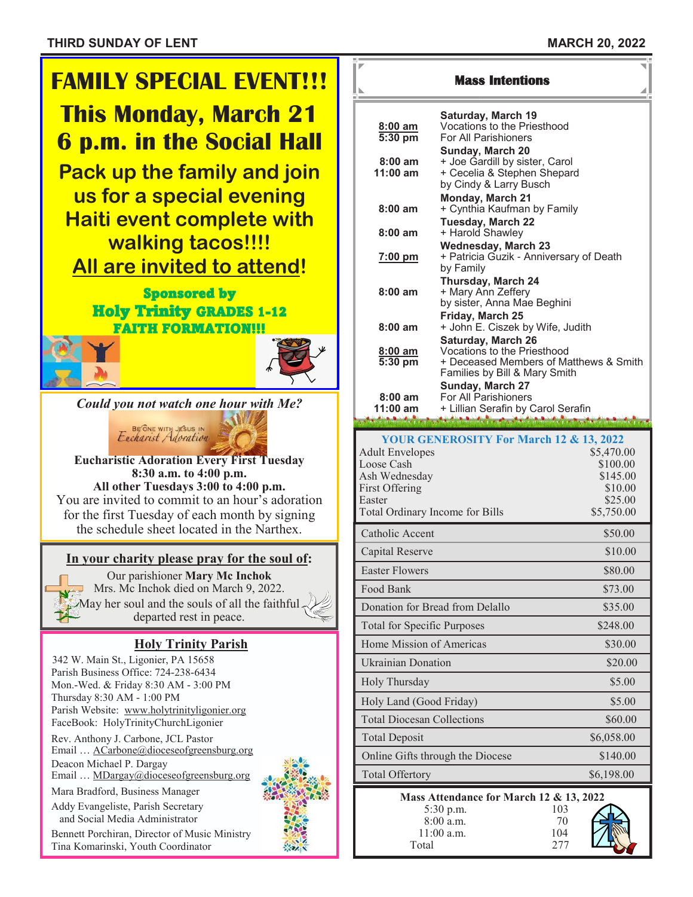# FAMILY SPECIAL EVENT!!!

## This Monday, March 21
## 6 p.m. in the Social Hall

**Pack up the family and join us for a special evening Haiti event complete with walking tacos!!!!**

**All are invited to attend!**

**Sponsored by Holy Trinity GRADES 1-12 FAITH FORMATION!!!**

*Could you not watch one hour with Me?*

Be One With Jesus in Eucharist Adoration

**Eucharistic Adoration Every First Tuesday 8:30 a.m. to 4:00 p.m.**
**All other Tuesdays 3:00 to 4:00 p.m.**

You are invited to commit to an hour's adoration for the first Tuesday of each month by signing the schedule sheet located in the Narthex.

**In your charity please pray for the soul of:**

Our parishioner **Mary Mc Inchok**
Mrs. Mc Inchok died on March 9, 2022.
May her soul and the souls of all the faithful departed rest in peace.

## Holy Trinity Parish

342 W. Main St., Ligonier, PA 15658
Parish Business Office: 724-238-6434
Mon.-Wed. & Friday 8:30 AM - 3:00 PM
Thursday 8:30 AM - 1:00 PM
Parish Website: www.holytrinityligonier.org
FaceBook: HolyTrinityChurchLigonier

Rev. Anthony J. Carbone, JCL Pastor
Email … ACarbone@dioceseofgreensburg.org
Deacon Michael P. Dargay
Email … MDargay@dioceseofgreensburg.org
Mara Bradford, Business Manager
Addy Evangeliste, Parish Secretary and Social Media Administrator
Bennett Porchiran, Director of Music Ministry
Tina Komarinski, Youth Coordinator

## Mass Intentions

| | |
|---|---|
| | **Saturday, March 19** |
| 8:00 am | Vocations to the Priesthood |
| 5:30 pm | For All Parishioners |
| | **Sunday, March 20** |
| 8:00 am | + Joe Gardill by sister, Carol |
| 11:00 am | + Cecelia & Stephen Shepard by Cindy & Larry Busch |
| | **Monday, March 21** |
| 8:00 am | + Cynthia Kaufman by Family |
| | **Tuesday, March 22** |
| 8:00 am | + Harold Shawley |
| | **Wednesday, March 23** |
| 7:00 pm | + Patricia Guzik - Anniversary of Death by Family |
| | **Thursday, March 24** |
| 8:00 am | + Mary Ann Zeffery by sister, Anna Mae Beghini |
| | **Friday, March 25** |
| 8:00 am | + John E. Ciszek by Wife, Judith |
| | **Saturday, March 26** |
| 8:00 am | Vocations to the Priesthood |
| 5:30 pm | + Deceased Members of Matthews & Smith Families by Bill & Mary Smith |
| | **Sunday, March 27** |
| 8:00 am | For All Parishioners |
| 11:00 am | + Lillian Serafin by Carol Serafin |

## YOUR GENEROSITY For March 12 & 13, 2022

| | |
|---|---|
| Adult Envelopes | $5,470.00 |
| Loose Cash | $100.00 |
| Ash Wednesday | $145.00 |
| First Offering | $10.00 |
| Easter | $25.00 |
| Total Ordinary Income for Bills | $5,750.00 |
| Catholic Accent | $50.00 |
| Capital Reserve | $10.00 |
| Easter Flowers | $80.00 |
| Food Bank | $73.00 |
| Donation for Bread from Delallo | $35.00 |
| Total for Specific Purposes | $248.00 |
| Home Mission of Americas | $30.00 |
| Ukrainian Donation | $20.00 |
| Holy Thursday | $5.00 |
| Holy Land (Good Friday) | $5.00 |
| Total Diocesan Collections | $60.00 |
| Total Deposit | $6,058.00 |
| Online Gifts through the Diocese | $140.00 |
| Total Offertory | $6,198.00 |

**Mass Attendance for March 12 & 13, 2022**

| | |
|---|---|
| 5:30 p.m. | 103 |
| 8:00 a.m. | 70 |
| 11:00 a.m. | 104 |
| Total | 277 |